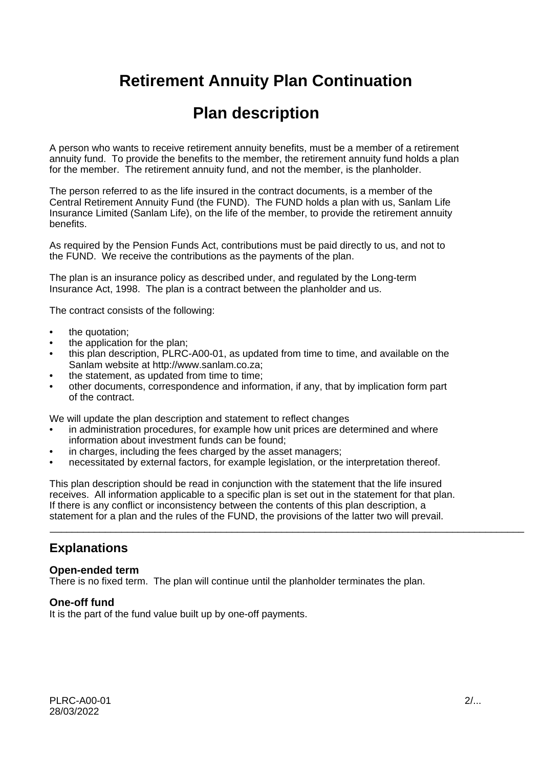# Retirement Annuity Plan Continuation

# Plan description

A person who wants to receive retirement annuity benefits, must be a member of a retirement annuity fund. To provide the benefits to the member, the retirement annuity fund holds a plan for the member. The retirement annuity fund, and not the member, is the planholder.

The person referred to as the life insured in the contract documents, is a member of the Central Retirement Annuity Fund (the FUND). The FUND holds a plan with us, Sanlam Life Insurance Limited (Sanlam Life), on the life of the member, to provide the retirement annuity benefits.

As required by the Pension Funds Act, contributions must be paid directly to us, and not to the FUND. We receive the contributions as the payments of the plan.

The plan is an insurance policy as described under, and regulated by the Long-term Insurance Act, 1998. The plan is a contract between the planholder and us.

The contract consists of the following:

- the quotation;
- the application for the plan;
- this plan description, PLRC-A00-01, as updated from time to time, and available on the Sanlam website at http://www.sanlam.co.za;
- the statement, as updated from time to time;
- other documents, correspondence and information, if any, that by implication form part of the contract.

We will update the plan description and statement to reflect changes

- in administration procedures, for example how unit prices are determined and where information about investment funds can be found;
- in charges, including the fees charged by the asset managers;
- necessitated by external factors, for example legislation, or the interpretation thereof.

This plan description should be read in conjunction with the statement that the life insured receives. All information applicable to a specific plan is set out in the statement for that plan. If there is any conflict or inconsistency between the contents of this plan description, a statement for a plan and the rules of the FUND, the provisions of the latter two will prevail.

---

## Explanations

### Open-ended term

There is no fixed term. The plan will continue until the planholder terminates the plan.

### One-off fund

It is the part of the fund value built up by one-off payments.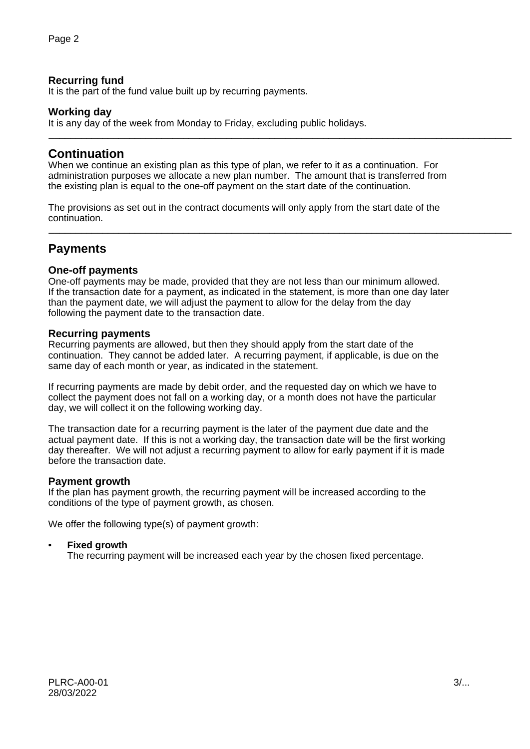### Recurring fund

It is the part of the fund value built up by recurring payments.

### Working day

It is any day of the week from Monday to Friday, excluding public holidays.

---

## Continuation

When we continue an existing plan as this type of plan, we refer to it as a continuation. For administration purposes we allocate a new plan number. The amount that is transferred from the existing plan is equal to the one-off payment on the start date of the continuation.

The provisions as set out in the contract documents will only apply from the start date of the continuation.

---

## Payments

### One-off payments

One-off payments may be made, provided that they are not less than our minimum allowed. If the transaction date for a payment, as indicated in the statement, is more than one day later than the payment date, we will adjust the payment to allow for the delay from the day following the payment date to the transaction date.

### Recurring payments

Recurring payments are allowed, but then they should apply from the start date of the continuation. They cannot be added later. A recurring payment, if applicable, is due on the same day of each month or year, as indicated in the statement.

If recurring payments are made by debit order, and the requested day on which we have to collect the payment does not fall on a working day, or a month does not have the particular day, we will collect it on the following working day.

The transaction date for a recurring payment is the later of the payment due date and the actual payment date. If this is not a working day, the transaction date will be the first working day thereafter. We will not adjust a recurring payment to allow for early payment if it is made before the transaction date.

### Payment growth

If the plan has payment growth, the recurring payment will be increased according to the conditions of the type of payment growth, as chosen.

We offer the following type(s) of payment growth:

- **Fixed growth**
  The recurring payment will be increased each year by the chosen fixed percentage.

PLRC-A00-01
28/03/2022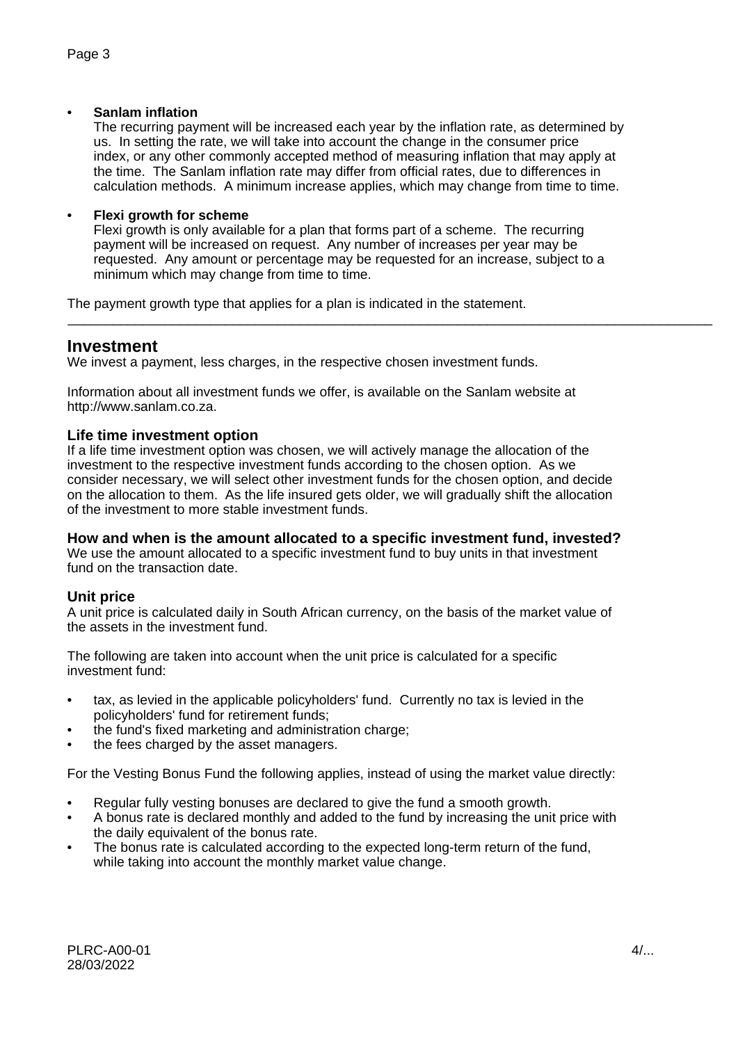- **Sanlam inflation**
  The recurring payment will be increased each year by the inflation rate, as determined by us. In setting the rate, we will take into account the change in the consumer price index, or any other commonly accepted method of measuring inflation that may apply at the time. The Sanlam inflation rate may differ from official rates, due to differences in calculation methods. A minimum increase applies, which may change from time to time.

- **Flexi growth for scheme**
  Flexi growth is only available for a plan that forms part of a scheme. The recurring payment will be increased on request. Any number of increases per year may be requested. Any amount or percentage may be requested for an increase, subject to a minimum which may change from time to time.

The payment growth type that applies for a plan is indicated in the statement.

---

## Investment

We invest a payment, less charges, in the respective chosen investment funds.

Information about all investment funds we offer, is available on the Sanlam website at http://www.sanlam.co.za.

### Life time investment option

If a life time investment option was chosen, we will actively manage the allocation of the investment to the respective investment funds according to the chosen option. As we consider necessary, we will select other investment funds for the chosen option, and decide on the allocation to them. As the life insured gets older, we will gradually shift the allocation of the investment to more stable investment funds.

### How and when is the amount allocated to a specific investment fund, invested?

We use the amount allocated to a specific investment fund to buy units in that investment fund on the transaction date.

### Unit price

A unit price is calculated daily in South African currency, on the basis of the market value of the assets in the investment fund.

The following are taken into account when the unit price is calculated for a specific investment fund:

- tax, as levied in the applicable policyholders' fund. Currently no tax is levied in the policyholders' fund for retirement funds;
- the fund's fixed marketing and administration charge;
- the fees charged by the asset managers.

For the Vesting Bonus Fund the following applies, instead of using the market value directly:

- Regular fully vesting bonuses are declared to give the fund a smooth growth.
- A bonus rate is declared monthly and added to the fund by increasing the unit price with the daily equivalent of the bonus rate.
- The bonus rate is calculated according to the expected long-term return of the fund, while taking into account the monthly market value change.

PLRC-A00-01
28/03/2022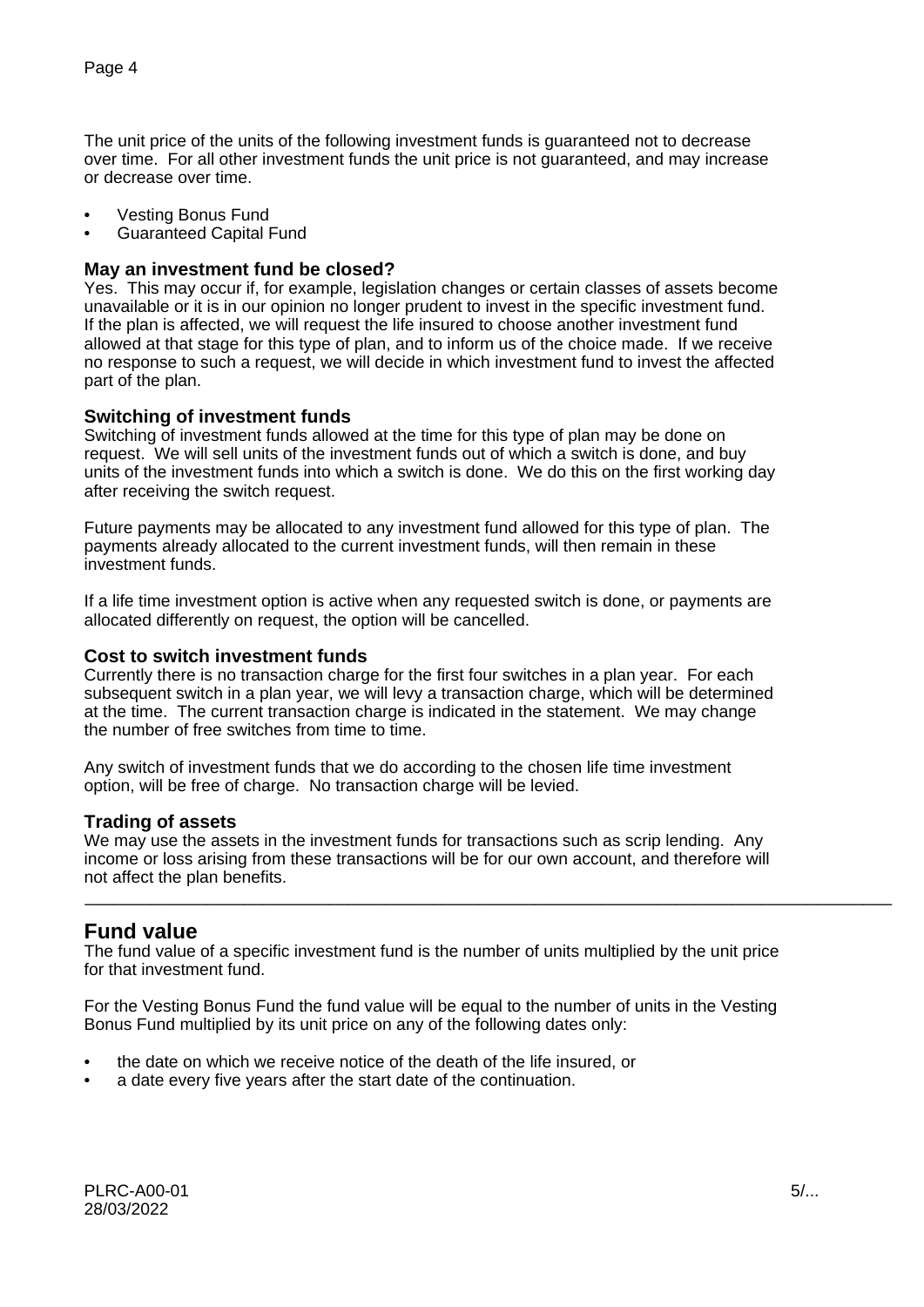The unit price of the units of the following investment funds is guaranteed not to decrease over time. For all other investment funds the unit price is not guaranteed, and may increase or decrease over time.

- Vesting Bonus Fund
- Guaranteed Capital Fund

### May an investment fund be closed?

Yes. This may occur if, for example, legislation changes or certain classes of assets become unavailable or it is in our opinion no longer prudent to invest in the specific investment fund. If the plan is affected, we will request the life insured to choose another investment fund allowed at that stage for this type of plan, and to inform us of the choice made. If we receive no response to such a request, we will decide in which investment fund to invest the affected part of the plan.

### Switching of investment funds

Switching of investment funds allowed at the time for this type of plan may be done on request. We will sell units of the investment funds out of which a switch is done, and buy units of the investment funds into which a switch is done. We do this on the first working day after receiving the switch request.

Future payments may be allocated to any investment fund allowed for this type of plan. The payments already allocated to the current investment funds, will then remain in these investment funds.

If a life time investment option is active when any requested switch is done, or payments are allocated differently on request, the option will be cancelled.

### Cost to switch investment funds

Currently there is no transaction charge for the first four switches in a plan year. For each subsequent switch in a plan year, we will levy a transaction charge, which will be determined at the time. The current transaction charge is indicated in the statement. We may change the number of free switches from time to time.

Any switch of investment funds that we do according to the chosen life time investment option, will be free of charge. No transaction charge will be levied.

### Trading of assets

We may use the assets in the investment funds for transactions such as scrip lending. Any income or loss arising from these transactions will be for our own account, and therefore will not affect the plan benefits.

---

## Fund value

The fund value of a specific investment fund is the number of units multiplied by the unit price for that investment fund.

For the Vesting Bonus Fund the fund value will be equal to the number of units in the Vesting Bonus Fund multiplied by its unit price on any of the following dates only:

- the date on which we receive notice of the death of the life insured, or
- a date every five years after the start date of the continuation.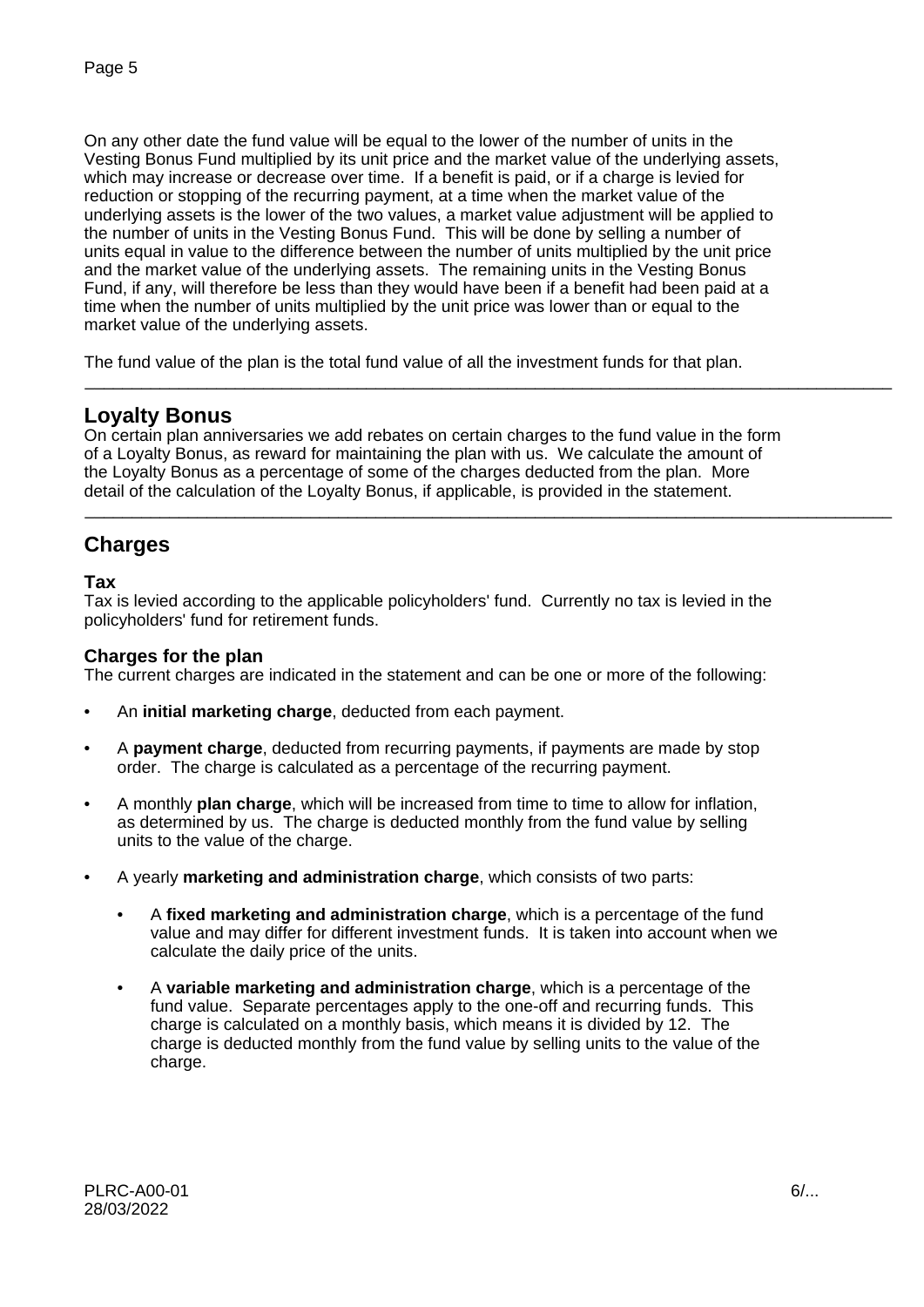On any other date the fund value will be equal to the lower of the number of units in the Vesting Bonus Fund multiplied by its unit price and the market value of the underlying assets, which may increase or decrease over time. If a benefit is paid, or if a charge is levied for reduction or stopping of the recurring payment, at a time when the market value of the underlying assets is the lower of the two values, a market value adjustment will be applied to the number of units in the Vesting Bonus Fund. This will be done by selling a number of units equal in value to the difference between the number of units multiplied by the unit price and the market value of the underlying assets. The remaining units in the Vesting Bonus Fund, if any, will therefore be less than they would have been if a benefit had been paid at a time when the number of units multiplied by the unit price was lower than or equal to the market value of the underlying assets.

The fund value of the plan is the total fund value of all the investment funds for that plan.

---

## Loyalty Bonus

On certain plan anniversaries we add rebates on certain charges to the fund value in the form of a Loyalty Bonus, as reward for maintaining the plan with us. We calculate the amount of the Loyalty Bonus as a percentage of some of the charges deducted from the plan. More detail of the calculation of the Loyalty Bonus, if applicable, is provided in the statement.

---

## Charges

### Tax

Tax is levied according to the applicable policyholders' fund. Currently no tax is levied in the policyholders' fund for retirement funds.

### Charges for the plan

The current charges are indicated in the statement and can be one or more of the following:

- An **initial marketing charge**, deducted from each payment.
- A **payment charge**, deducted from recurring payments, if payments are made by stop order. The charge is calculated as a percentage of the recurring payment.
- A monthly **plan charge**, which will be increased from time to time to allow for inflation, as determined by us. The charge is deducted monthly from the fund value by selling units to the value of the charge.
- A yearly **marketing and administration charge**, which consists of two parts:
  - A **fixed marketing and administration charge**, which is a percentage of the fund value and may differ for different investment funds. It is taken into account when we calculate the daily price of the units.
  - A **variable marketing and administration charge**, which is a percentage of the fund value. Separate percentages apply to the one-off and recurring funds. This charge is calculated on a monthly basis, which means it is divided by 12. The charge is deducted monthly from the fund value by selling units to the value of the charge.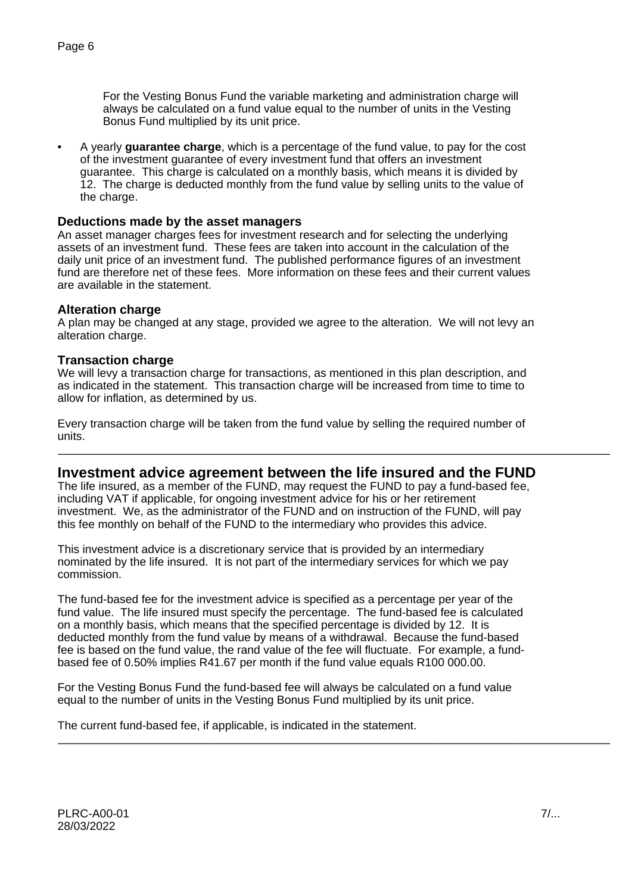For the Vesting Bonus Fund the variable marketing and administration charge will always be calculated on a fund value equal to the number of units in the Vesting Bonus Fund multiplied by its unit price.

- A yearly **guarantee charge**, which is a percentage of the fund value, to pay for the cost of the investment guarantee of every investment fund that offers an investment guarantee. This charge is calculated on a monthly basis, which means it is divided by 12. The charge is deducted monthly from the fund value by selling units to the value of the charge.

### Deductions made by the asset managers

An asset manager charges fees for investment research and for selecting the underlying assets of an investment fund. These fees are taken into account in the calculation of the daily unit price of an investment fund. The published performance figures of an investment fund are therefore net of these fees. More information on these fees and their current values are available in the statement.

### Alteration charge

A plan may be changed at any stage, provided we agree to the alteration. We will not levy an alteration charge.

### Transaction charge

We will levy a transaction charge for transactions, as mentioned in this plan description, and as indicated in the statement. This transaction charge will be increased from time to time to allow for inflation, as determined by us.

Every transaction charge will be taken from the fund value by selling the required number of units.

---

## Investment advice agreement between the life insured and the FUND

The life insured, as a member of the FUND, may request the FUND to pay a fund-based fee, including VAT if applicable, for ongoing investment advice for his or her retirement investment. We, as the administrator of the FUND and on instruction of the FUND, will pay this fee monthly on behalf of the FUND to the intermediary who provides this advice.

This investment advice is a discretionary service that is provided by an intermediary nominated by the life insured. It is not part of the intermediary services for which we pay commission.

The fund-based fee for the investment advice is specified as a percentage per year of the fund value. The life insured must specify the percentage. The fund-based fee is calculated on a monthly basis, which means that the specified percentage is divided by 12. It is deducted monthly from the fund value by means of a withdrawal. Because the fund-based fee is based on the fund value, the rand value of the fee will fluctuate. For example, a fund-based fee of 0.50% implies R41.67 per month if the fund value equals R100 000.00.

For the Vesting Bonus Fund the fund-based fee will always be calculated on a fund value equal to the number of units in the Vesting Bonus Fund multiplied by its unit price.

The current fund-based fee, if applicable, is indicated in the statement.

---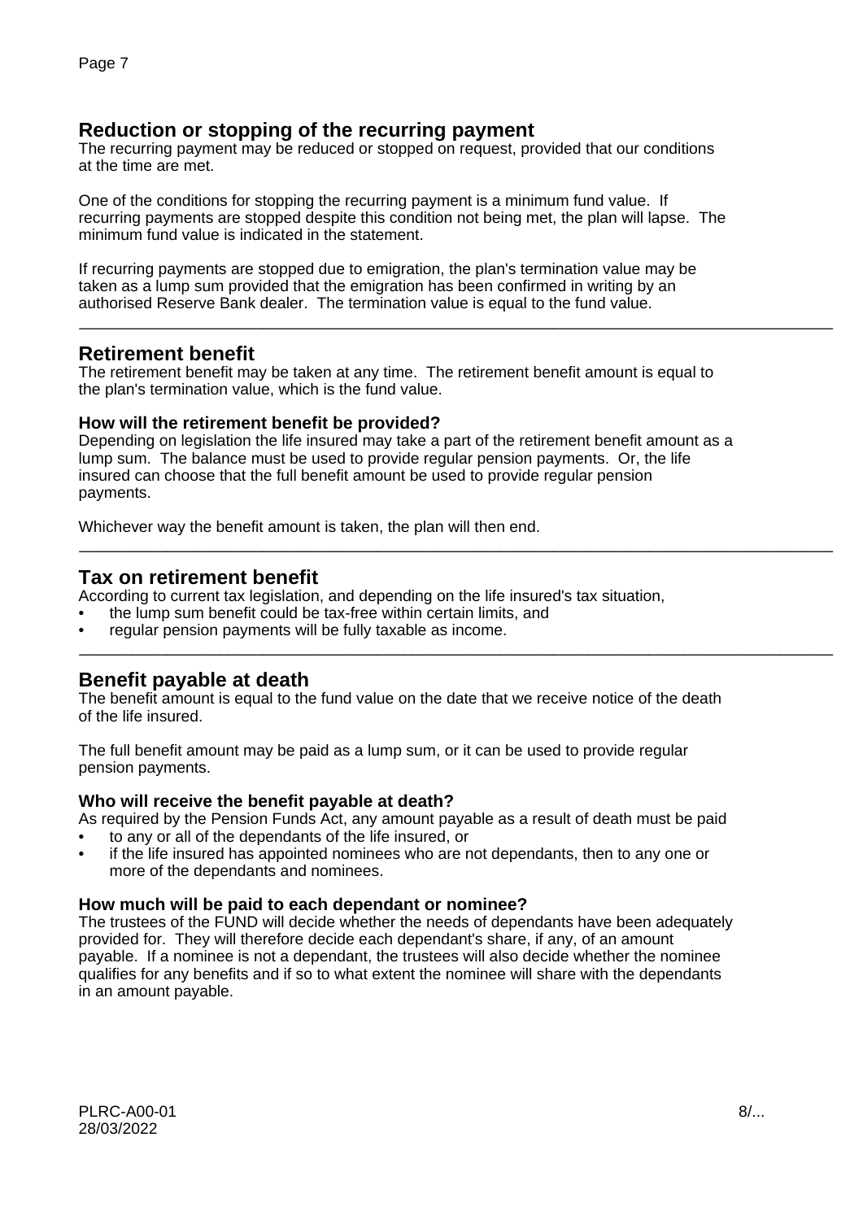## Reduction or stopping of the recurring payment

The recurring payment may be reduced or stopped on request, provided that our conditions at the time are met.

One of the conditions for stopping the recurring payment is a minimum fund value. If recurring payments are stopped despite this condition not being met, the plan will lapse. The minimum fund value is indicated in the statement.

If recurring payments are stopped due to emigration, the plan's termination value may be taken as a lump sum provided that the emigration has been confirmed in writing by an authorised Reserve Bank dealer. The termination value is equal to the fund value.

---

## Retirement benefit

The retirement benefit may be taken at any time. The retirement benefit amount is equal to the plan's termination value, which is the fund value.

### How will the retirement benefit be provided?

Depending on legislation the life insured may take a part of the retirement benefit amount as a lump sum. The balance must be used to provide regular pension payments. Or, the life insured can choose that the full benefit amount be used to provide regular pension payments.

Whichever way the benefit amount is taken, the plan will then end.

---

## Tax on retirement benefit

According to current tax legislation, and depending on the life insured's tax situation,

- the lump sum benefit could be tax-free within certain limits, and
- regular pension payments will be fully taxable as income.

---

## Benefit payable at death

The benefit amount is equal to the fund value on the date that we receive notice of the death of the life insured.

The full benefit amount may be paid as a lump sum, or it can be used to provide regular pension payments.

### Who will receive the benefit payable at death?

As required by the Pension Funds Act, any amount payable as a result of death must be paid

- to any or all of the dependants of the life insured, or
- if the life insured has appointed nominees who are not dependants, then to any one or more of the dependants and nominees.

### How much will be paid to each dependant or nominee?

The trustees of the FUND will decide whether the needs of dependants have been adequately provided for. They will therefore decide each dependant's share, if any, of an amount payable. If a nominee is not a dependant, the trustees will also decide whether the nominee qualifies for any benefits and if so to what extent the nominee will share with the dependants in an amount payable.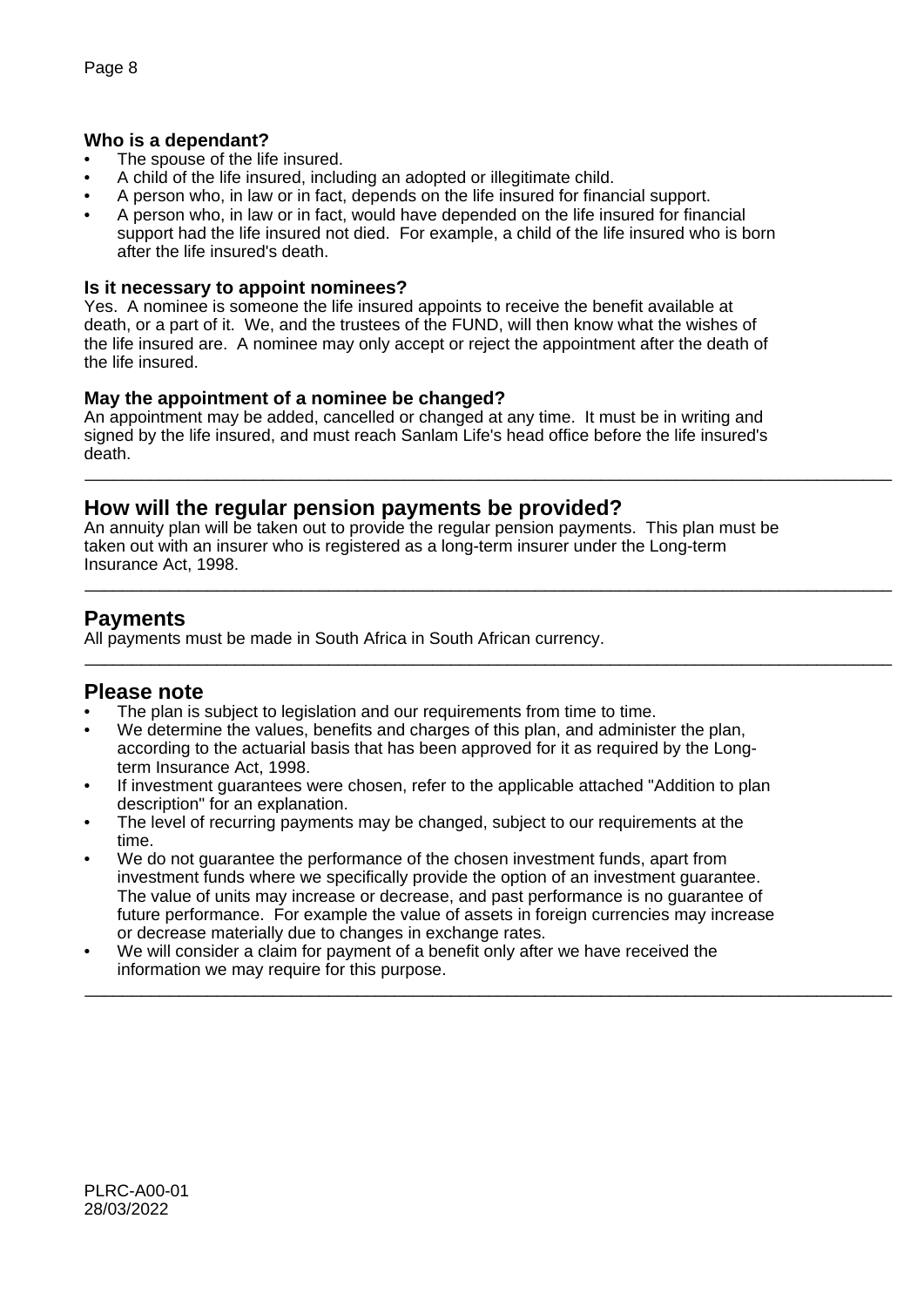### Who is a dependant?

- The spouse of the life insured.
- A child of the life insured, including an adopted or illegitimate child.
- A person who, in law or in fact, depends on the life insured for financial support.
- A person who, in law or in fact, would have depended on the life insured for financial support had the life insured not died. For example, a child of the life insured who is born after the life insured's death.

### Is it necessary to appoint nominees?

Yes. A nominee is someone the life insured appoints to receive the benefit available at death, or a part of it. We, and the trustees of the FUND, will then know what the wishes of the life insured are. A nominee may only accept or reject the appointment after the death of the life insured.

### May the appointment of a nominee be changed?

An appointment may be added, cancelled or changed at any time. It must be in writing and signed by the life insured, and must reach Sanlam Life's head office before the life insured's death.

---

## How will the regular pension payments be provided?

An annuity plan will be taken out to provide the regular pension payments. This plan must be taken out with an insurer who is registered as a long-term insurer under the Long-term Insurance Act, 1998.

---

## Payments

All payments must be made in South Africa in South African currency.

---

## Please note

- The plan is subject to legislation and our requirements from time to time.
- We determine the values, benefits and charges of this plan, and administer the plan, according to the actuarial basis that has been approved for it as required by the Long-term Insurance Act, 1998.
- If investment guarantees were chosen, refer to the applicable attached "Addition to plan description" for an explanation.
- The level of recurring payments may be changed, subject to our requirements at the time.
- We do not guarantee the performance of the chosen investment funds, apart from investment funds where we specifically provide the option of an investment guarantee. The value of units may increase or decrease, and past performance is no guarantee of future performance. For example the value of assets in foreign currencies may increase or decrease materially due to changes in exchange rates.
- We will consider a claim for payment of a benefit only after we have received the information we may require for this purpose.

---

PLRC-A00-01
28/03/2022